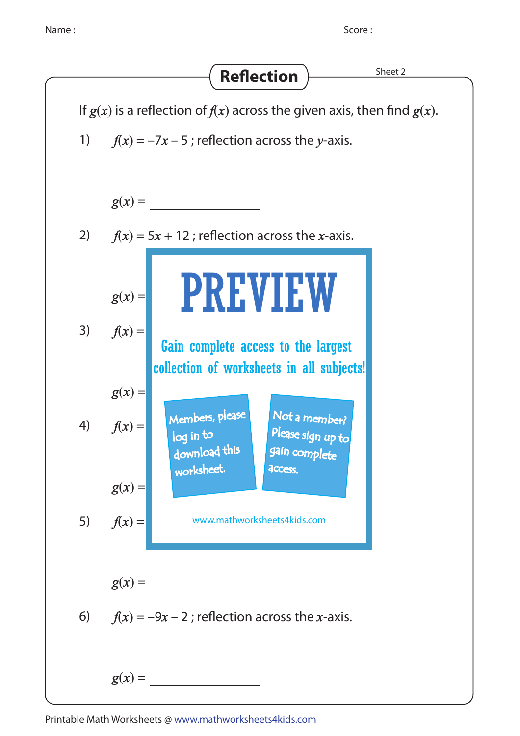Name : ____________________ Score : ____________________

# Reflection

Sheet 2

If $g(x)$ is a reflection of $f(x)$ across the given axis, then find $g(x)$.

1) $f(x) = -7x - 5$ ; reflection across the $y$-axis.

$g(x) =$ ____________________

2) $f(x) = 5x + 12$ ; reflection across the $x$-axis.

$g(x) =$

3) $f(x) =$

$g(x) =$

4) $f(x) =$

$g(x) =$

5) $f(x) =$

$g(x) =$ ____________________

6) $f(x) = -9x - 2$ ; reflection across the $x$-axis.

$g(x) =$ ____________________

PREVIEW

Gain complete access to the largest collection of worksheets in all subjects!

Members, please log in to download this worksheet.

Not a member? Please sign up to gain complete access.

www.mathworksheets4kids.com

Printable Math Worksheets @ www.mathworksheets4kids.com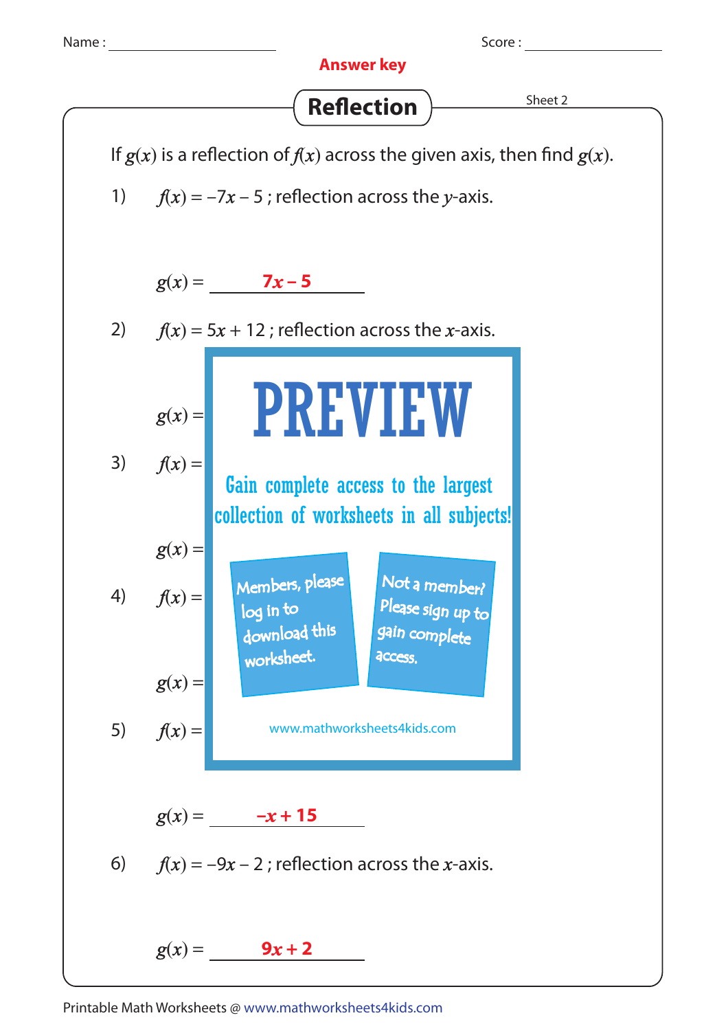Name : ____________________ Score : ____________________

**Answer key**

# Reflection

Sheet 2

If $g(x)$ is a reflection of $f(x)$ across the given axis, then find $g(x)$.

1) $f(x) = -7x - 5$ ; reflection across the $y$-axis.

$g(x) =$ **$7x - 5$**

2) $f(x) = 5x + 12$ ; reflection across the $x$-axis.

$g(x) =$

3) $f(x) =$

$g(x) =$

4) $f(x) =$

$g(x) =$

5) $f(x) =$

PREVIEW

Gain complete access to the largest collection of worksheets in all subjects!

Members, please log in to download this worksheet.

Not a member? Please sign up to gain complete access.

www.mathworksheets4kids.com

$g(x) =$ **$-x + 15$**

6) $f(x) = -9x - 2$ ; reflection across the $x$-axis.

$g(x) =$ **$9x + 2$**

Printable Math Worksheets @ www.mathworksheets4kids.com